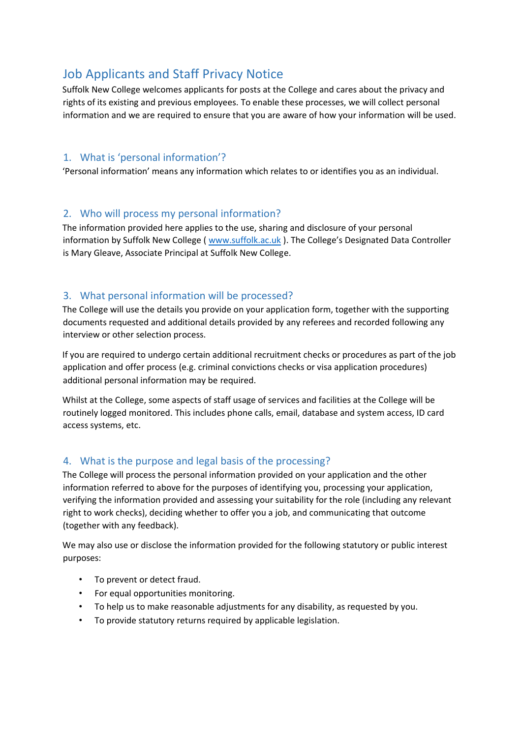# Job Applicants and Staff Privacy Notice

Suffolk New College welcomes applicants for posts at the College and cares about the privacy and rights of its existing and previous employees. To enable these processes, we will collect personal information and we are required to ensure that you are aware of how your information will be used.

## 1. What is 'personal information'?

'Personal information' means any information which relates to or identifies you as an individual.

## 2. Who will process my personal information?

The information provided here applies to the use, sharing and disclosure of your personal information by Suffolk New College ( [www.suffolk.ac.uk](http://www.suffolk.ac.uk) ). The College's Designated Data Controller is Mary Gleave, Associate Principal at Suffolk New College.

## 3. What personal information will be processed?

The College will use the details you provide on your application form, together with the supporting documents requested and additional details provided by any referees and recorded following any interview or other selection process.

If you are required to undergo certain additional recruitment checks or procedures as part of the job application and offer process (e.g. criminal convictions checks or visa application procedures) additional personal information may be required.

Whilst at the College, some aspects of staff usage of services and facilities at the College will be routinely logged monitored. This includes phone calls, email, database and system access, ID card access systems, etc.

## 4. What is the purpose and legal basis of the processing?

The College will process the personal information provided on your application and the other information referred to above for the purposes of identifying you, processing your application, verifying the information provided and assessing your suitability for the role (including any relevant right to work checks), deciding whether to offer you a job, and communicating that outcome (together with any feedback).

We may also use or disclose the information provided for the following statutory or public interest purposes:

- To prevent or detect fraud.
- For equal opportunities monitoring.
- To help us to make reasonable adjustments for any disability, as requested by you.
- To provide statutory returns required by applicable legislation.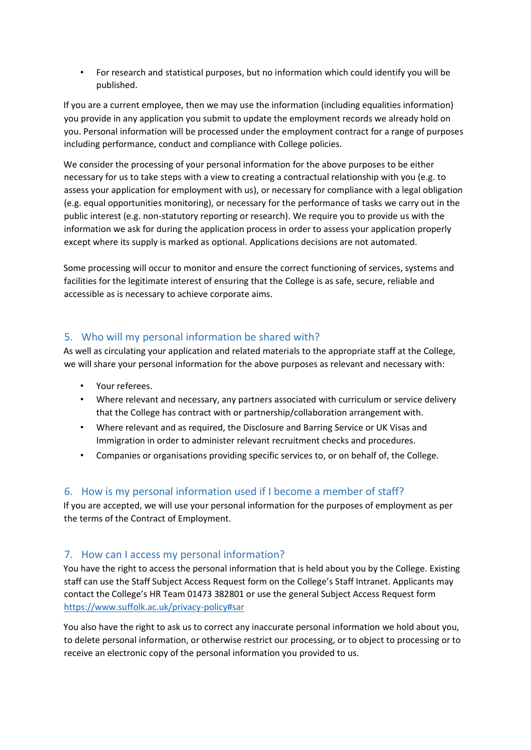- For research and statistical purposes, but no information which could identify you will be published.

If you are a current employee, then we may use the information (including equalities information) you provide in any application you submit to update the employment records we already hold on you. Personal information will be processed under the employment contract for a range of purposes including performance, conduct and compliance with College policies.

We consider the processing of your personal information for the above purposes to be either necessary for us to take steps with a view to creating a contractual relationship with you (e.g. to assess your application for employment with us), or necessary for compliance with a legal obligation (e.g. equal opportunities monitoring), or necessary for the performance of tasks we carry out in the public interest (e.g. non-statutory reporting or research). We require you to provide us with the information we ask for during the application process in order to assess your application properly except where its supply is marked as optional. Applications decisions are not automated.

Some processing will occur to monitor and ensure the correct functioning of services, systems and facilities for the legitimate interest of ensuring that the College is as safe, secure, reliable and accessible as is necessary to achieve corporate aims.

## 5. Who will my personal information be shared with?

As well as circulating your application and related materials to the appropriate staff at the College, we will share your personal information for the above purposes as relevant and necessary with:

- Your referees.
- Where relevant and necessary, any partners associated with curriculum or service delivery that the College has contract with or partnership/collaboration arrangement with.
- Where relevant and as required, the Disclosure and Barring Service or UK Visas and Immigration in order to administer relevant recruitment checks and procedures.
- Companies or organisations providing specific services to, or on behalf of, the College.

## 6. How is my personal information used if I become a member of staff?

If you are accepted, we will use your personal information for the purposes of employment as per the terms of the Contract of Employment.

## 7. How can I access my personal information?

You have the right to access the personal information that is held about you by the College. Existing staff can use the Staff Subject Access Request form on the College's Staff Intranet. Applicants may contact the College's HR Team 01473 382801 or use the general Subject Access Request form [https://www.suffolk.ac.uk/privacy-policy#sar](https://www.suffolk.ac.uk/privacy-policy#sar)

You also have the right to ask us to correct any inaccurate personal information we hold about you, to delete personal information, or otherwise restrict our processing, or to object to processing or to receive an electronic copy of the personal information you provided to us.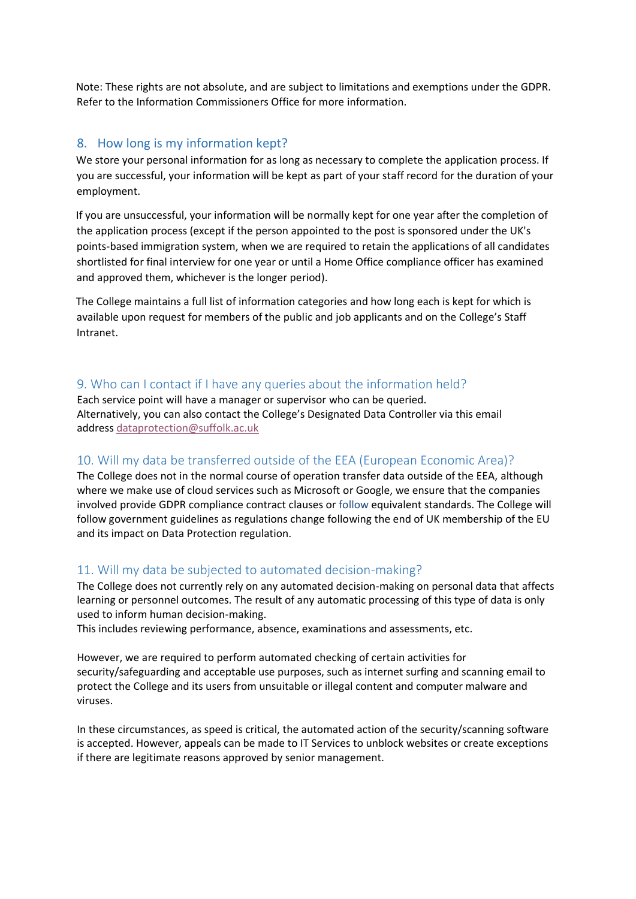Note: These rights are not absolute, and are subject to limitations and exemptions under the GDPR. Refer to the Information Commissioners Office for more information.

## 8. How long is my information kept?

We store your personal information for as long as necessary to complete the application process. If you are successful, your information will be kept as part of your staff record for the duration of your employment.

If you are unsuccessful, your information will be normally kept for one year after the completion of the application process (except if the person appointed to the post is sponsored under the UK's points-based immigration system, when we are required to retain the applications of all candidates shortlisted for final interview for one year or until a Home Office compliance officer has examined and approved them, whichever is the longer period).

The College maintains a full list of information categories and how long each is kept for which is available upon request for members of the public and job applicants and on the College's Staff Intranet.

## 9. Who can I contact if I have any queries about the information held?

Each service point will have a manager or supervisor who can be queried.
Alternatively, you can also contact the College's Designated Data Controller via this email address dataprotection@suffolk.ac.uk

## 10. Will my data be transferred outside of the EEA (European Economic Area)?

The College does not in the normal course of operation transfer data outside of the EEA, although where we make use of cloud services such as Microsoft or Google, we ensure that the companies involved provide GDPR compliance contract clauses or follow equivalent standards. The College will follow government guidelines as regulations change following the end of UK membership of the EU and its impact on Data Protection regulation.

## 11. Will my data be subjected to automated decision-making?

The College does not currently rely on any automated decision-making on personal data that affects learning or personnel outcomes. The result of any automatic processing of this type of data is only used to inform human decision-making.
This includes reviewing performance, absence, examinations and assessments, etc.

However, we are required to perform automated checking of certain activities for security/safeguarding and acceptable use purposes, such as internet surfing and scanning email to protect the College and its users from unsuitable or illegal content and computer malware and viruses.

In these circumstances, as speed is critical, the automated action of the security/scanning software is accepted. However, appeals can be made to IT Services to unblock websites or create exceptions if there are legitimate reasons approved by senior management.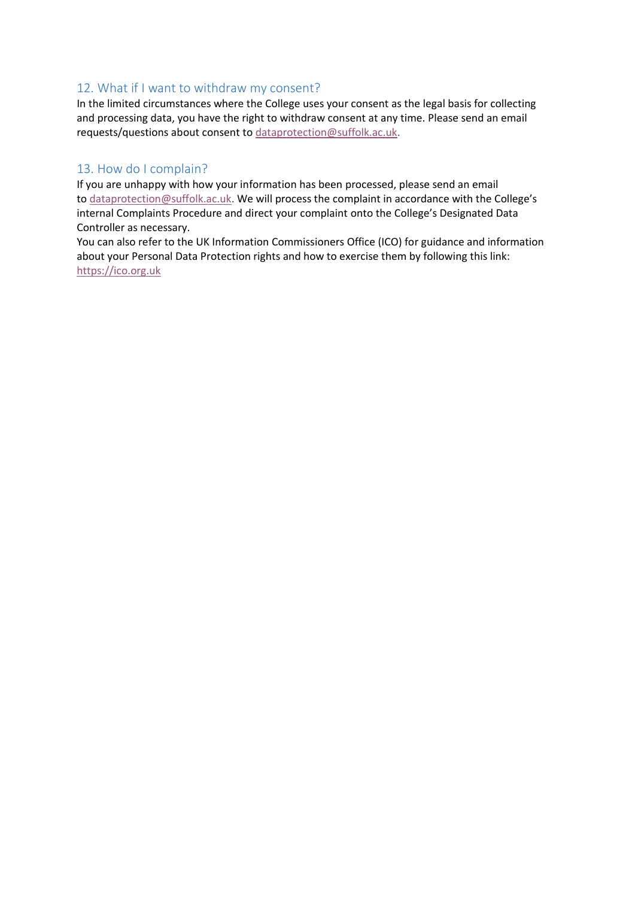## 12. What if I want to withdraw my consent?

In the limited circumstances where the College uses your consent as the legal basis for collecting and processing data, you have the right to withdraw consent at any time. Please send an email requests/questions about consent to dataprotection@suffolk.ac.uk.

## 13. How do I complain?

If you are unhappy with how your information has been processed, please send an email to dataprotection@suffolk.ac.uk. We will process the complaint in accordance with the College's internal Complaints Procedure and direct your complaint onto the College's Designated Data Controller as necessary.

You can also refer to the UK Information Commissioners Office (ICO) for guidance and information about your Personal Data Protection rights and how to exercise them by following this link: https://ico.org.uk